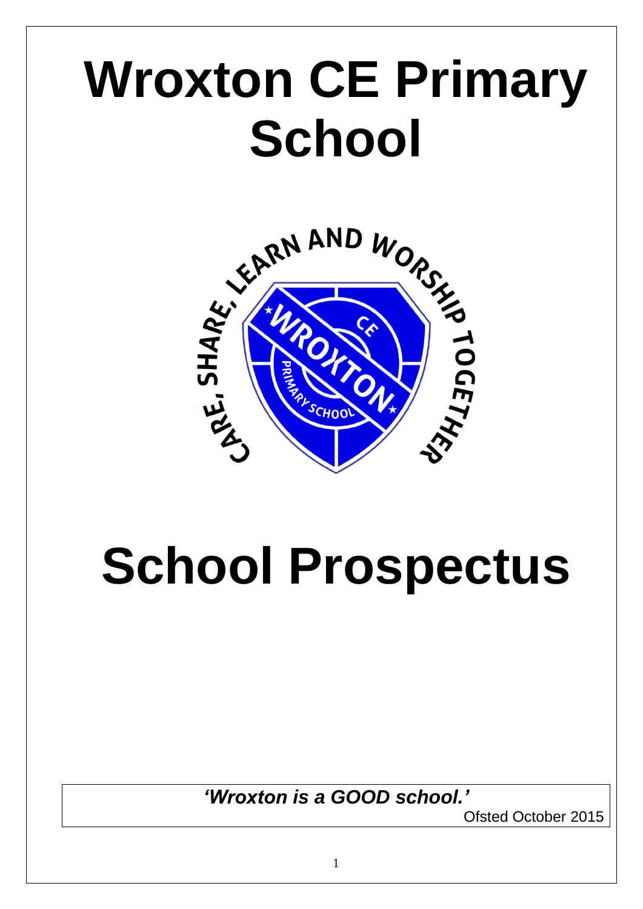# Wroxton CE Primary School

CARE, SHARE, LEARN AND WORSHIP TOGETHER

# School Prospectus

***'Wroxton is a GOOD school.'***

Ofsted October 2015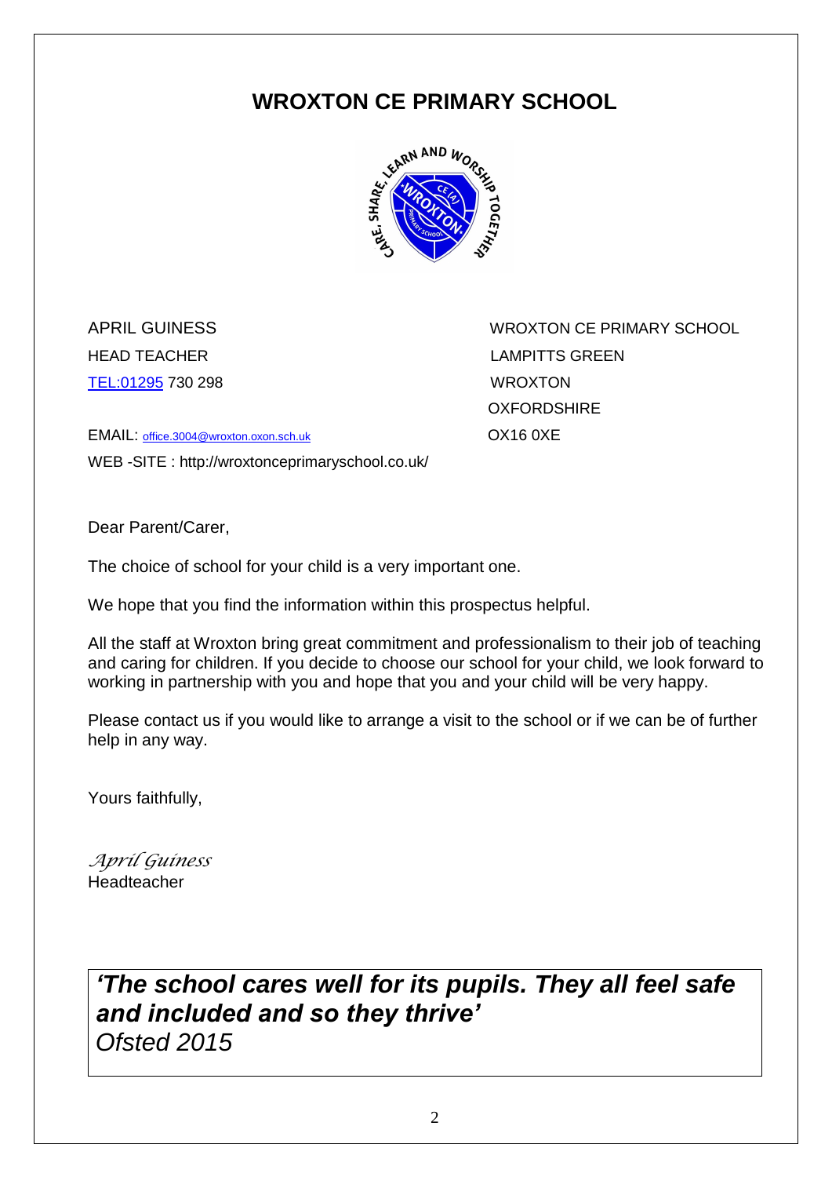# WROXTON CE PRIMARY SCHOOL

APRIL GUINESS
HEAD TEACHER
TEL:01295 730 298

EMAIL: office.3004@wroxton.oxon.sch.uk
WEB -SITE : http://wroxtonceprimaryschool.co.uk/

WROXTON CE PRIMARY SCHOOL
LAMPITTS GREEN
WROXTON
OXFORDSHIRE
OX16 0XE

Dear Parent/Carer,

The choice of school for your child is a very important one.

We hope that you find the information within this prospectus helpful.

All the staff at Wroxton bring great commitment and professionalism to their job of teaching and caring for children. If you decide to choose our school for your child, we look forward to working in partnership with you and hope that you and your child will be very happy.

Please contact us if you would like to arrange a visit to the school or if we can be of further help in any way.

Yours faithfully,

*April Guiness*
Headteacher

***'The school cares well for its pupils. They all feel safe and included and so they thrive'***
*Ofsted 2015*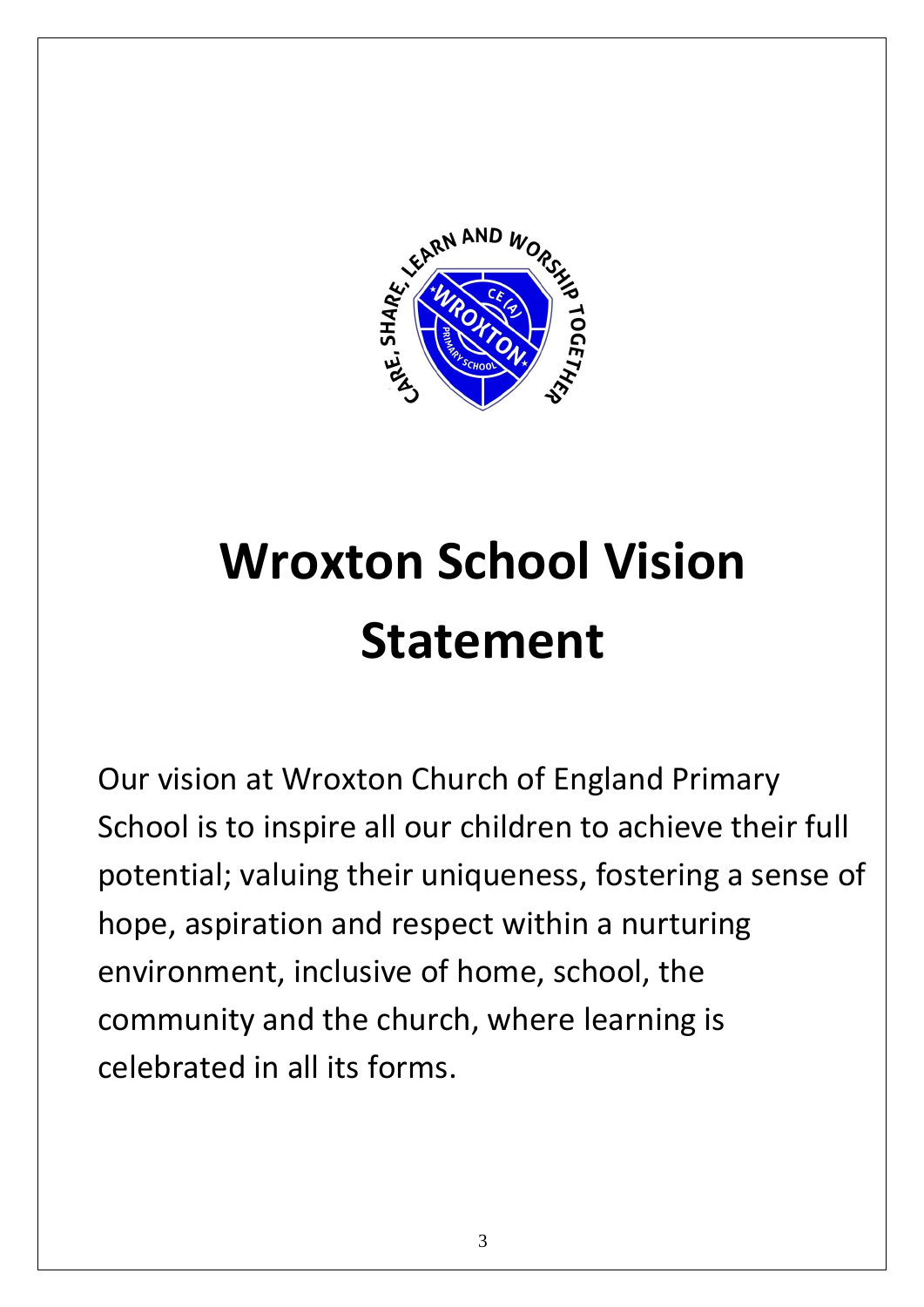# Wroxton School Vision Statement

Our vision at Wroxton Church of England Primary School is to inspire all our children to achieve their full potential; valuing their uniqueness, fostering a sense of hope, aspiration and respect within a nurturing environment, inclusive of home, school, the community and the church, where learning is celebrated in all its forms.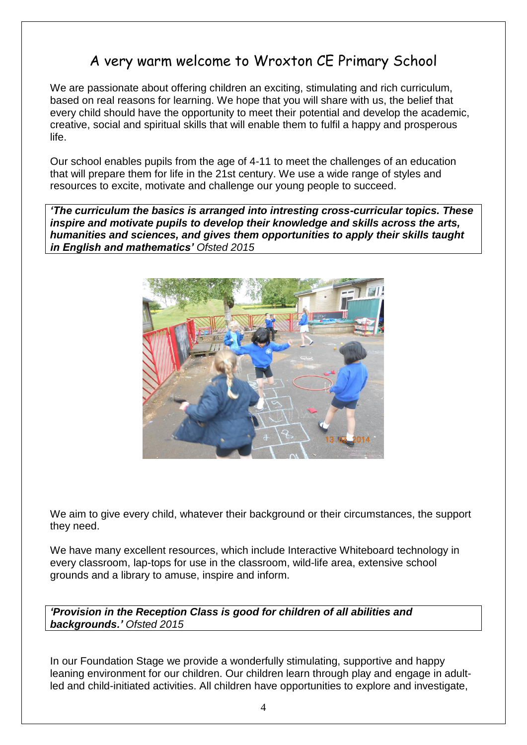# A very warm welcome to Wroxton CE Primary School

We are passionate about offering children an exciting, stimulating and rich curriculum, based on real reasons for learning. We hope that you will share with us, the belief that every child should have the opportunity to meet their potential and develop the academic, creative, social and spiritual skills that will enable them to fulfil a happy and prosperous life.

Our school enables pupils from the age of 4-11 to meet the challenges of an education that will prepare them for life in the 21st century. We use a wide range of styles and resources to excite, motivate and challenge our young people to succeed.

> ***'The curriculum the basics is arranged into intresting cross-curricular topics. These inspire and motivate pupils to develop their knowledge and skills across the arts, humanities and sciences, and gives them opportunities to apply their skills taught in English and mathematics'*** *Ofsted 2015*

We aim to give every child, whatever their background or their circumstances, the support they need.

We have many excellent resources, which include Interactive Whiteboard technology in every classroom, lap-tops for use in the classroom, wild-life area, extensive school grounds and a library to amuse, inspire and inform.

> ***'Provision in the Reception Class is good for children of all abilities and backgrounds.'*** *Ofsted 2015*

In our Foundation Stage we provide a wonderfully stimulating, supportive and happy leaning environment for our children. Our children learn through play and engage in adult-led and child-initiated activities. All children have opportunities to explore and investigate,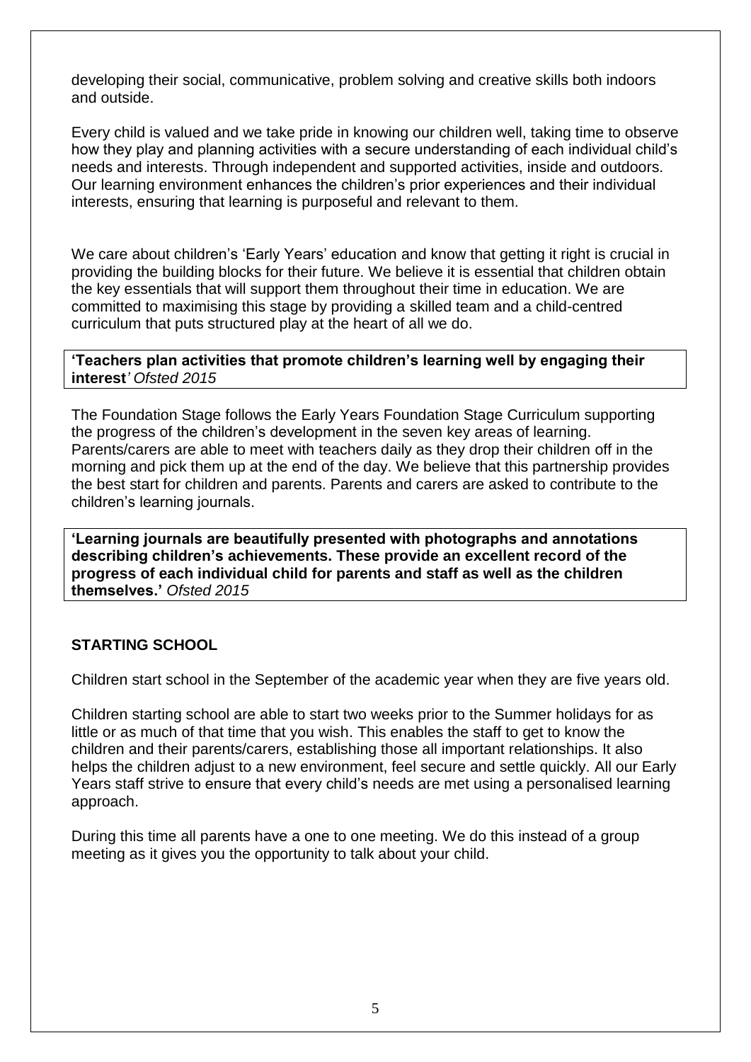developing their social, communicative, problem solving and creative skills both indoors and outside.

Every child is valued and we take pride in knowing our children well, taking time to observe how they play and planning activities with a secure understanding of each individual child's needs and interests. Through independent and supported activities, inside and outdoors. Our learning environment enhances the children's prior experiences and their individual interests, ensuring that learning is purposeful and relevant to them.

We care about children's 'Early Years' education and know that getting it right is crucial in providing the building blocks for their future. We believe it is essential that children obtain the key essentials that will support them throughout their time in education. We are committed to maximising this stage by providing a skilled team and a child-centred curriculum that puts structured play at the heart of all we do.

> **'Teachers plan activities that promote children's learning well by engaging their interest**' *Ofsted 2015*

The Foundation Stage follows the Early Years Foundation Stage Curriculum supporting the progress of the children's development in the seven key areas of learning. Parents/carers are able to meet with teachers daily as they drop their children off in the morning and pick them up at the end of the day. We believe that this partnership provides the best start for children and parents. Parents and carers are asked to contribute to the children's learning journals.

> **'Learning journals are beautifully presented with photographs and annotations describing children's achievements. These provide an excellent record of the progress of each individual child for parents and staff as well as the children themselves.'** *Ofsted 2015*

## STARTING SCHOOL

Children start school in the September of the academic year when they are five years old.

Children starting school are able to start two weeks prior to the Summer holidays for as little or as much of that time that you wish. This enables the staff to get to know the children and their parents/carers, establishing those all important relationships. It also helps the children adjust to a new environment, feel secure and settle quickly. All our Early Years staff strive to ensure that every child's needs are met using a personalised learning approach.

During this time all parents have a one to one meeting. We do this instead of a group meeting as it gives you the opportunity to talk about your child.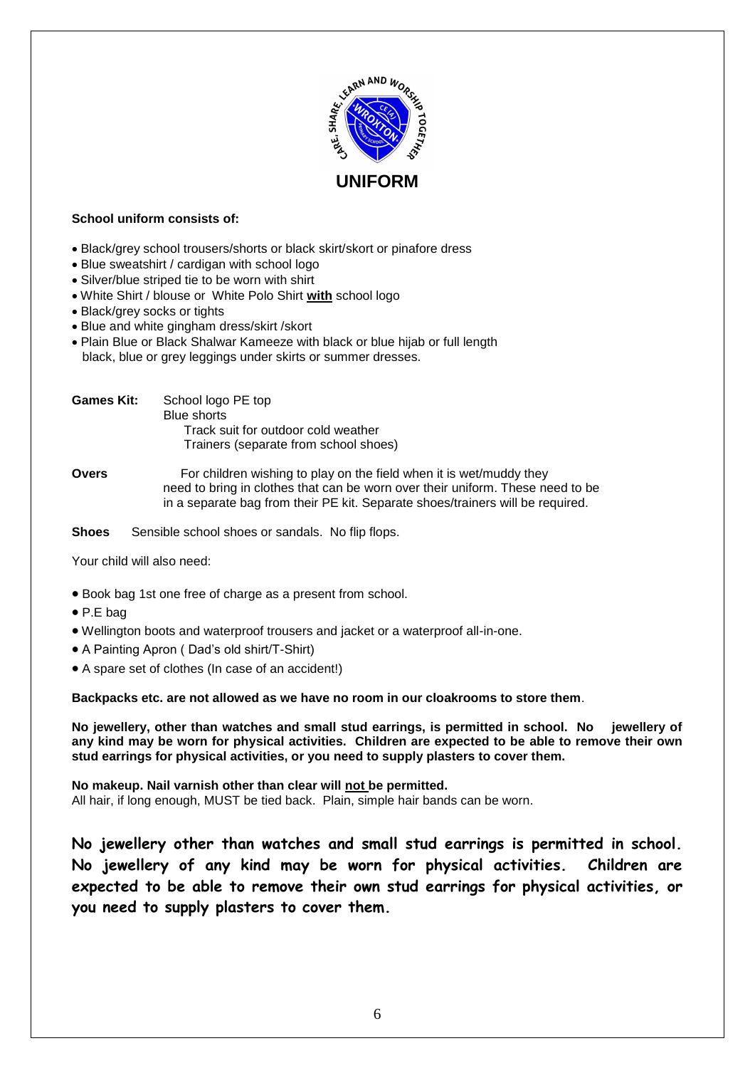# UNIFORM

**School uniform consists of:**

- Black/grey school trousers/shorts or black skirt/skort or pinafore dress
- Blue sweatshirt / cardigan with school logo
- Silver/blue striped tie to be worn with shirt
- White Shirt / blouse or White Polo Shirt **with** school logo
- Black/grey socks or tights
- Blue and white gingham dress/skirt /skort
- Plain Blue or Black Shalwar Kameeze with black or blue hijab or full length black, blue or grey leggings under skirts or summer dresses.

**Games Kit:** School logo PE top
Blue shorts
Track suit for outdoor cold weather
Trainers (separate from school shoes)

**Overs** For children wishing to play on the field when it is wet/muddy they need to bring in clothes that can be worn over their uniform. These need to be in a separate bag from their PE kit. Separate shoes/trainers will be required.

**Shoes** Sensible school shoes or sandals. No flip flops.

Your child will also need:

- Book bag 1st one free of charge as a present from school.
- P.E bag
- Wellington boots and waterproof trousers and jacket or a waterproof all-in-one.
- A Painting Apron ( Dad's old shirt/T-Shirt)
- A spare set of clothes (In case of an accident!)

**Backpacks etc. are not allowed as we have no room in our cloakrooms to store them**.

**No jewellery, other than watches and small stud earrings, is permitted in school. No jewellery of any kind may be worn for physical activities. Children are expected to be able to remove their own stud earrings for physical activities, or you need to supply plasters to cover them.**

**No makeup. Nail varnish other than clear will not be permitted.**
All hair, if long enough, MUST be tied back. Plain, simple hair bands can be worn.

**No jewellery other than watches and small stud earrings is permitted in school. No jewellery of any kind may be worn for physical activities. Children are expected to be able to remove their own stud earrings for physical activities, or you need to supply plasters to cover them.**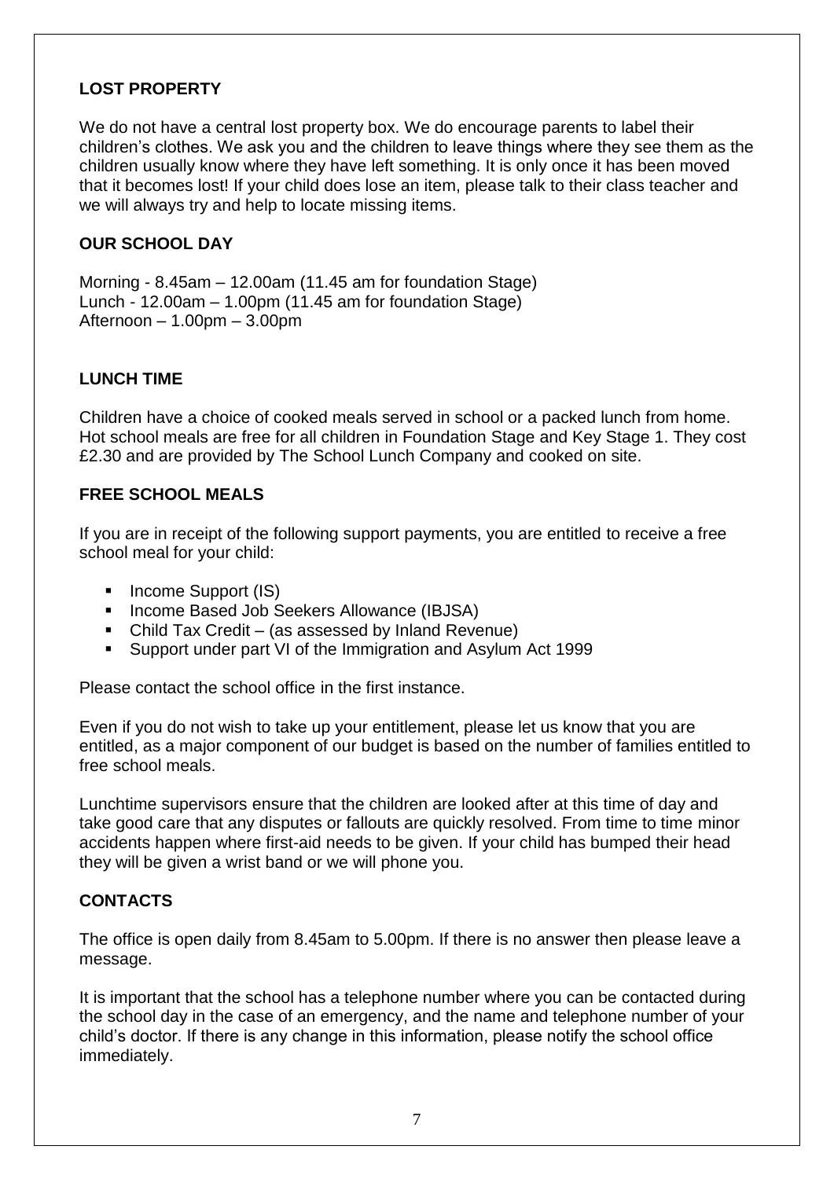## LOST PROPERTY

We do not have a central lost property box. We do encourage parents to label their children's clothes. We ask you and the children to leave things where they see them as the children usually know where they have left something. It is only once it has been moved that it becomes lost! If your child does lose an item, please talk to their class teacher and we will always try and help to locate missing items.

## OUR SCHOOL DAY

Morning - 8.45am – 12.00am (11.45 am for foundation Stage)
Lunch - 12.00am – 1.00pm (11.45 am for foundation Stage)
Afternoon – 1.00pm – 3.00pm

## LUNCH TIME

Children have a choice of cooked meals served in school or a packed lunch from home. Hot school meals are free for all children in Foundation Stage and Key Stage 1. They cost £2.30 and are provided by The School Lunch Company and cooked on site.

## FREE SCHOOL MEALS

If you are in receipt of the following support payments, you are entitled to receive a free school meal for your child:

- Income Support (IS)
- Income Based Job Seekers Allowance (IBJSA)
- Child Tax Credit – (as assessed by Inland Revenue)
- Support under part VI of the Immigration and Asylum Act 1999

Please contact the school office in the first instance.

Even if you do not wish to take up your entitlement, please let us know that you are entitled, as a major component of our budget is based on the number of families entitled to free school meals.

Lunchtime supervisors ensure that the children are looked after at this time of day and take good care that any disputes or fallouts are quickly resolved. From time to time minor accidents happen where first-aid needs to be given. If your child has bumped their head they will be given a wrist band or we will phone you.

## CONTACTS

The office is open daily from 8.45am to 5.00pm. If there is no answer then please leave a message.

It is important that the school has a telephone number where you can be contacted during the school day in the case of an emergency, and the name and telephone number of your child's doctor. If there is any change in this information, please notify the school office immediately.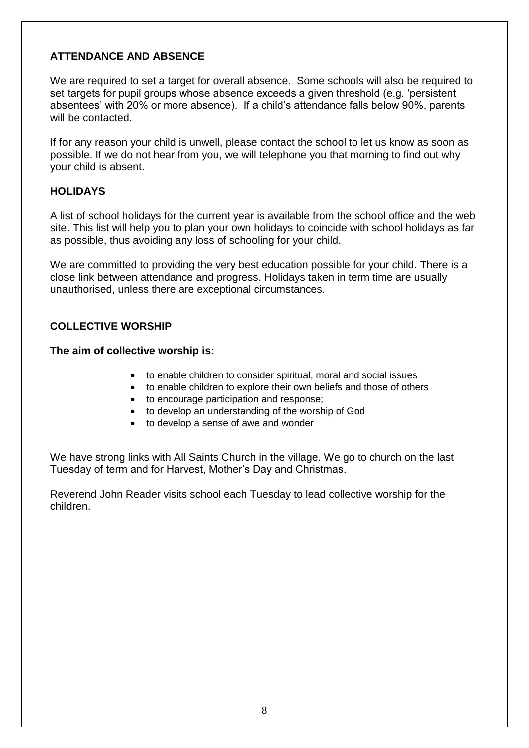## ATTENDANCE AND ABSENCE

We are required to set a target for overall absence. Some schools will also be required to set targets for pupil groups whose absence exceeds a given threshold (e.g. 'persistent absentees' with 20% or more absence). If a child's attendance falls below 90%, parents will be contacted.

If for any reason your child is unwell, please contact the school to let us know as soon as possible. If we do not hear from you, we will telephone you that morning to find out why your child is absent.

## HOLIDAYS

A list of school holidays for the current year is available from the school office and the web site. This list will help you to plan your own holidays to coincide with school holidays as far as possible, thus avoiding any loss of schooling for your child.

We are committed to providing the very best education possible for your child. There is a close link between attendance and progress. Holidays taken in term time are usually unauthorised, unless there are exceptional circumstances.

## COLLECTIVE WORSHIP

**The aim of collective worship is:**

- to enable children to consider spiritual, moral and social issues
- to enable children to explore their own beliefs and those of others
- to encourage participation and response;
- to develop an understanding of the worship of God
- to develop a sense of awe and wonder

We have strong links with All Saints Church in the village. We go to church on the last Tuesday of term and for Harvest, Mother's Day and Christmas.

Reverend John Reader visits school each Tuesday to lead collective worship for the children.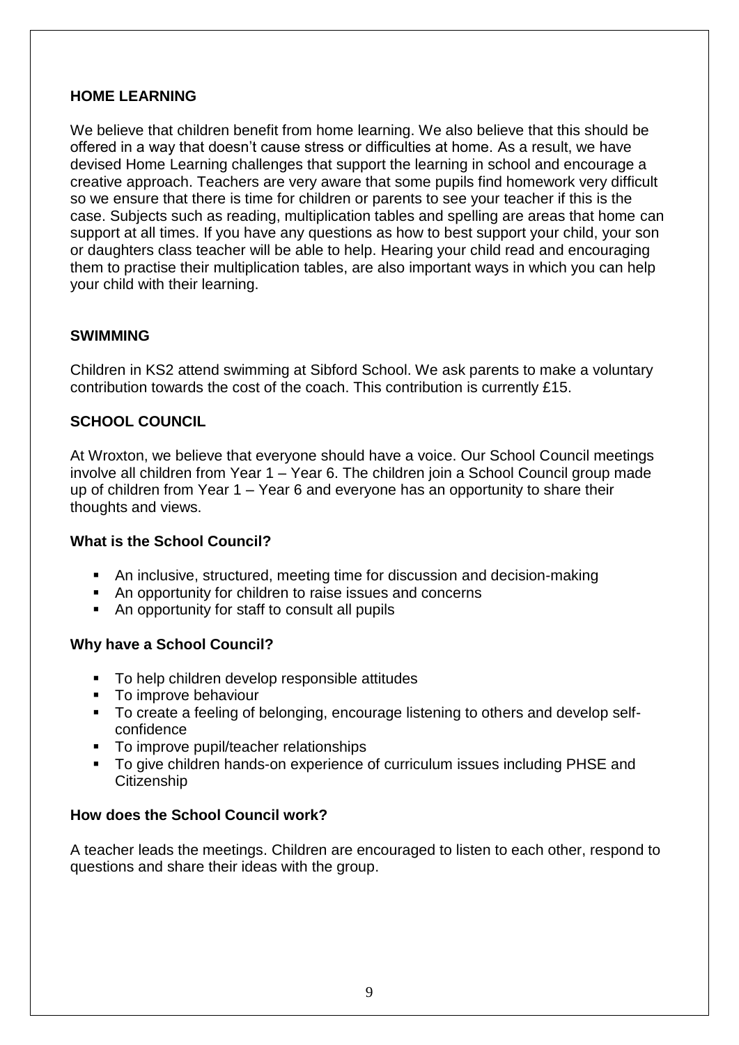## HOME LEARNING

We believe that children benefit from home learning. We also believe that this should be offered in a way that doesn't cause stress or difficulties at home. As a result, we have devised Home Learning challenges that support the learning in school and encourage a creative approach. Teachers are very aware that some pupils find homework very difficult so we ensure that there is time for children or parents to see your teacher if this is the case. Subjects such as reading, multiplication tables and spelling are areas that home can support at all times. If you have any questions as how to best support your child, your son or daughters class teacher will be able to help. Hearing your child read and encouraging them to practise their multiplication tables, are also important ways in which you can help your child with their learning.

## SWIMMING

Children in KS2 attend swimming at Sibford School. We ask parents to make a voluntary contribution towards the cost of the coach. This contribution is currently £15.

## SCHOOL COUNCIL

At Wroxton, we believe that everyone should have a voice. Our School Council meetings involve all children from Year 1 – Year 6. The children join a School Council group made up of children from Year 1 – Year 6 and everyone has an opportunity to share their thoughts and views.

### What is the School Council?

- An inclusive, structured, meeting time for discussion and decision-making
- An opportunity for children to raise issues and concerns
- An opportunity for staff to consult all pupils

### Why have a School Council?

- To help children develop responsible attitudes
- To improve behaviour
- To create a feeling of belonging, encourage listening to others and develop self-confidence
- To improve pupil/teacher relationships
- To give children hands-on experience of curriculum issues including PHSE and Citizenship

### How does the School Council work?

A teacher leads the meetings. Children are encouraged to listen to each other, respond to questions and share their ideas with the group.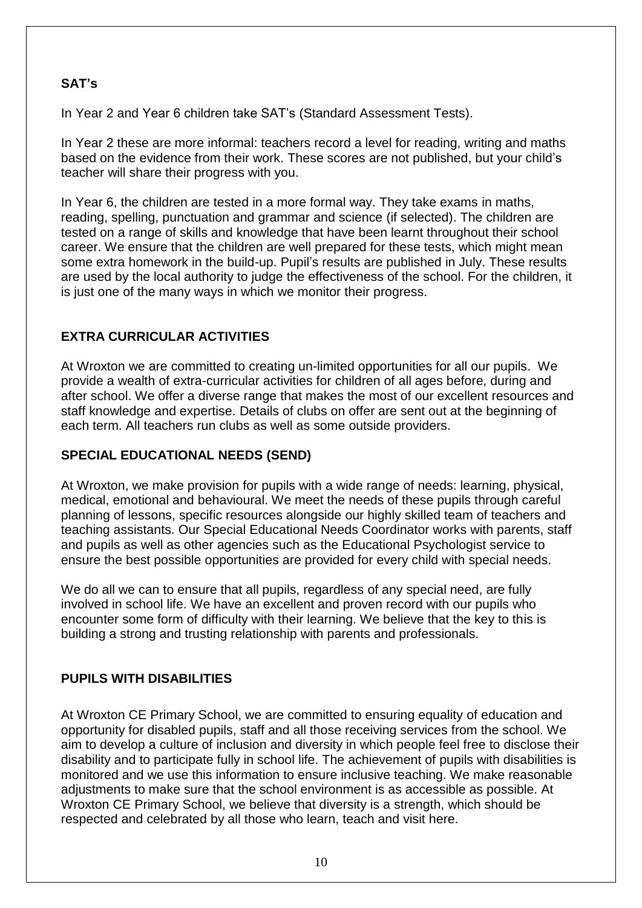## SAT's

In Year 2 and Year 6 children take SAT's (Standard Assessment Tests).

In Year 2 these are more informal: teachers record a level for reading, writing and maths based on the evidence from their work. These scores are not published, but your child's teacher will share their progress with you.

In Year 6, the children are tested in a more formal way. They take exams in maths, reading, spelling, punctuation and grammar and science (if selected). The children are tested on a range of skills and knowledge that have been learnt throughout their school career. We ensure that the children are well prepared for these tests, which might mean some extra homework in the build-up. Pupil's results are published in July. These results are used by the local authority to judge the effectiveness of the school. For the children, it is just one of the many ways in which we monitor their progress.

## EXTRA CURRICULAR ACTIVITIES

At Wroxton we are committed to creating un-limited opportunities for all our pupils. We provide a wealth of extra-curricular activities for children of all ages before, during and after school. We offer a diverse range that makes the most of our excellent resources and staff knowledge and expertise. Details of clubs on offer are sent out at the beginning of each term. All teachers run clubs as well as some outside providers.

## SPECIAL EDUCATIONAL NEEDS (SEND)

At Wroxton, we make provision for pupils with a wide range of needs: learning, physical, medical, emotional and behavioural. We meet the needs of these pupils through careful planning of lessons, specific resources alongside our highly skilled team of teachers and teaching assistants. Our Special Educational Needs Coordinator works with parents, staff and pupils as well as other agencies such as the Educational Psychologist service to ensure the best possible opportunities are provided for every child with special needs.

We do all we can to ensure that all pupils, regardless of any special need, are fully involved in school life. We have an excellent and proven record with our pupils who encounter some form of difficulty with their learning. We believe that the key to this is building a strong and trusting relationship with parents and professionals.

## PUPILS WITH DISABILITIES

At Wroxton CE Primary School, we are committed to ensuring equality of education and opportunity for disabled pupils, staff and all those receiving services from the school. We aim to develop a culture of inclusion and diversity in which people feel free to disclose their disability and to participate fully in school life. The achievement of pupils with disabilities is monitored and we use this information to ensure inclusive teaching. We make reasonable adjustments to make sure that the school environment is as accessible as possible. At Wroxton CE Primary School, we believe that diversity is a strength, which should be respected and celebrated by all those who learn, teach and visit here.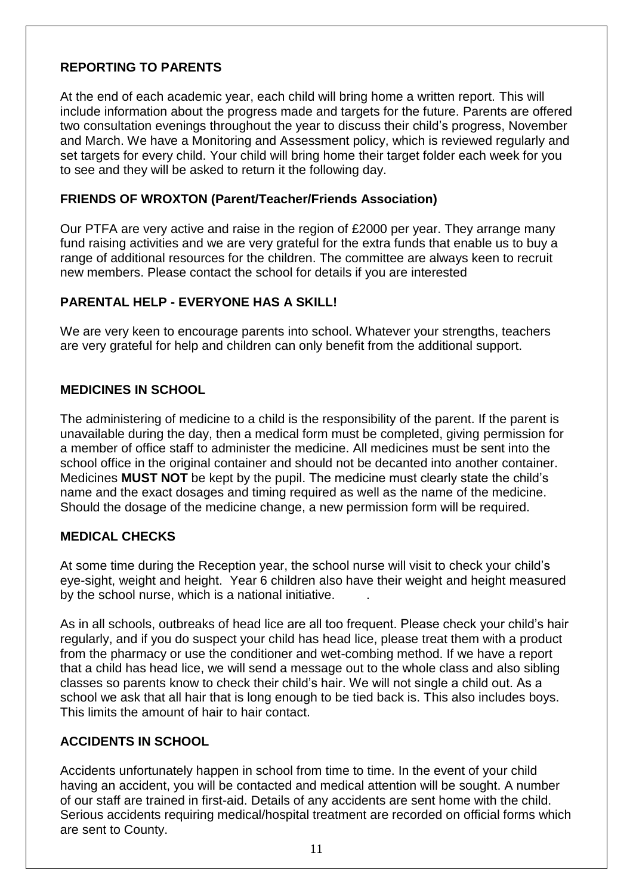## REPORTING TO PARENTS

At the end of each academic year, each child will bring home a written report. This will include information about the progress made and targets for the future. Parents are offered two consultation evenings throughout the year to discuss their child's progress, November and March. We have a Monitoring and Assessment policy, which is reviewed regularly and set targets for every child. Your child will bring home their target folder each week for you to see and they will be asked to return it the following day.

## FRIENDS OF WROXTON (Parent/Teacher/Friends Association)

Our PTFA are very active and raise in the region of £2000 per year. They arrange many fund raising activities and we are very grateful for the extra funds that enable us to buy a range of additional resources for the children. The committee are always keen to recruit new members. Please contact the school for details if you are interested

## PARENTAL HELP - EVERYONE HAS A SKILL!

We are very keen to encourage parents into school. Whatever your strengths, teachers are very grateful for help and children can only benefit from the additional support.

## MEDICINES IN SCHOOL

The administering of medicine to a child is the responsibility of the parent. If the parent is unavailable during the day, then a medical form must be completed, giving permission for a member of office staff to administer the medicine. All medicines must be sent into the school office in the original container and should not be decanted into another container. Medicines **MUST NOT** be kept by the pupil. The medicine must clearly state the child's name and the exact dosages and timing required as well as the name of the medicine. Should the dosage of the medicine change, a new permission form will be required.

## MEDICAL CHECKS

At some time during the Reception year, the school nurse will visit to check your child's eye-sight, weight and height. Year 6 children also have their weight and height measured by the school nurse, which is a national initiative.

As in all schools, outbreaks of head lice are all too frequent. Please check your child's hair regularly, and if you do suspect your child has head lice, please treat them with a product from the pharmacy or use the conditioner and wet-combing method. If we have a report that a child has head lice, we will send a message out to the whole class and also sibling classes so parents know to check their child's hair. We will not single a child out. As a school we ask that all hair that is long enough to be tied back is. This also includes boys. This limits the amount of hair to hair contact.

## ACCIDENTS IN SCHOOL

Accidents unfortunately happen in school from time to time. In the event of your child having an accident, you will be contacted and medical attention will be sought. A number of our staff are trained in first-aid. Details of any accidents are sent home with the child. Serious accidents requiring medical/hospital treatment are recorded on official forms which are sent to County.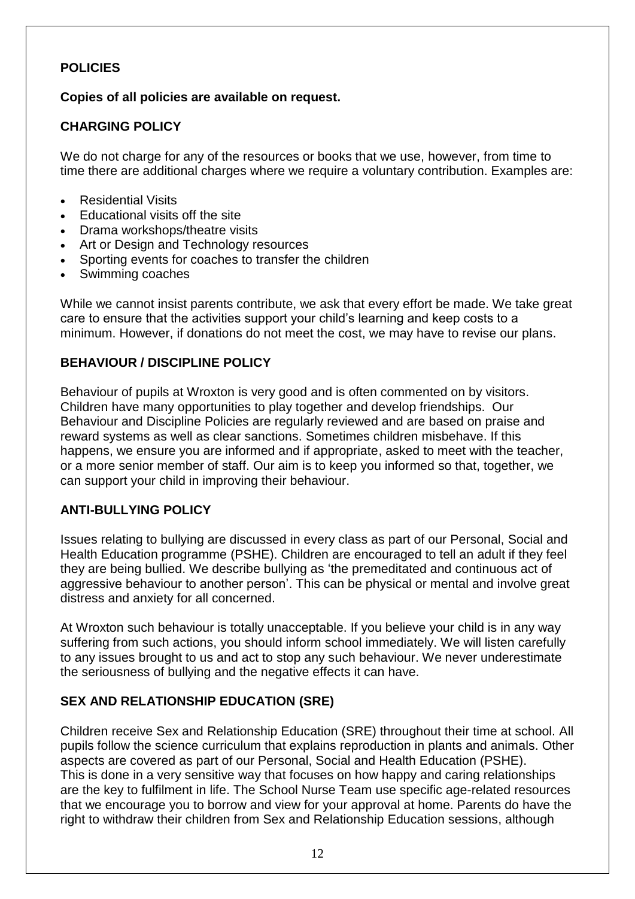## POLICIES

**Copies of all policies are available on request.**

### CHARGING POLICY

We do not charge for any of the resources or books that we use, however, from time to time there are additional charges where we require a voluntary contribution. Examples are:

- Residential Visits
- Educational visits off the site
- Drama workshops/theatre visits
- Art or Design and Technology resources
- Sporting events for coaches to transfer the children
- Swimming coaches

While we cannot insist parents contribute, we ask that every effort be made. We take great care to ensure that the activities support your child's learning and keep costs to a minimum. However, if donations do not meet the cost, we may have to revise our plans.

### BEHAVIOUR / DISCIPLINE POLICY

Behaviour of pupils at Wroxton is very good and is often commented on by visitors. Children have many opportunities to play together and develop friendships. Our Behaviour and Discipline Policies are regularly reviewed and are based on praise and reward systems as well as clear sanctions. Sometimes children misbehave. If this happens, we ensure you are informed and if appropriate, asked to meet with the teacher, or a more senior member of staff. Our aim is to keep you informed so that, together, we can support your child in improving their behaviour.

### ANTI-BULLYING POLICY

Issues relating to bullying are discussed in every class as part of our Personal, Social and Health Education programme (PSHE). Children are encouraged to tell an adult if they feel they are being bullied. We describe bullying as 'the premeditated and continuous act of aggressive behaviour to another person'. This can be physical or mental and involve great distress and anxiety for all concerned.

At Wroxton such behaviour is totally unacceptable. If you believe your child is in any way suffering from such actions, you should inform school immediately. We will listen carefully to any issues brought to us and act to stop any such behaviour. We never underestimate the seriousness of bullying and the negative effects it can have.

### SEX AND RELATIONSHIP EDUCATION (SRE)

Children receive Sex and Relationship Education (SRE) throughout their time at school. All pupils follow the science curriculum that explains reproduction in plants and animals. Other aspects are covered as part of our Personal, Social and Health Education (PSHE). This is done in a very sensitive way that focuses on how happy and caring relationships are the key to fulfilment in life. The School Nurse Team use specific age-related resources that we encourage you to borrow and view for your approval at home. Parents do have the right to withdraw their children from Sex and Relationship Education sessions, although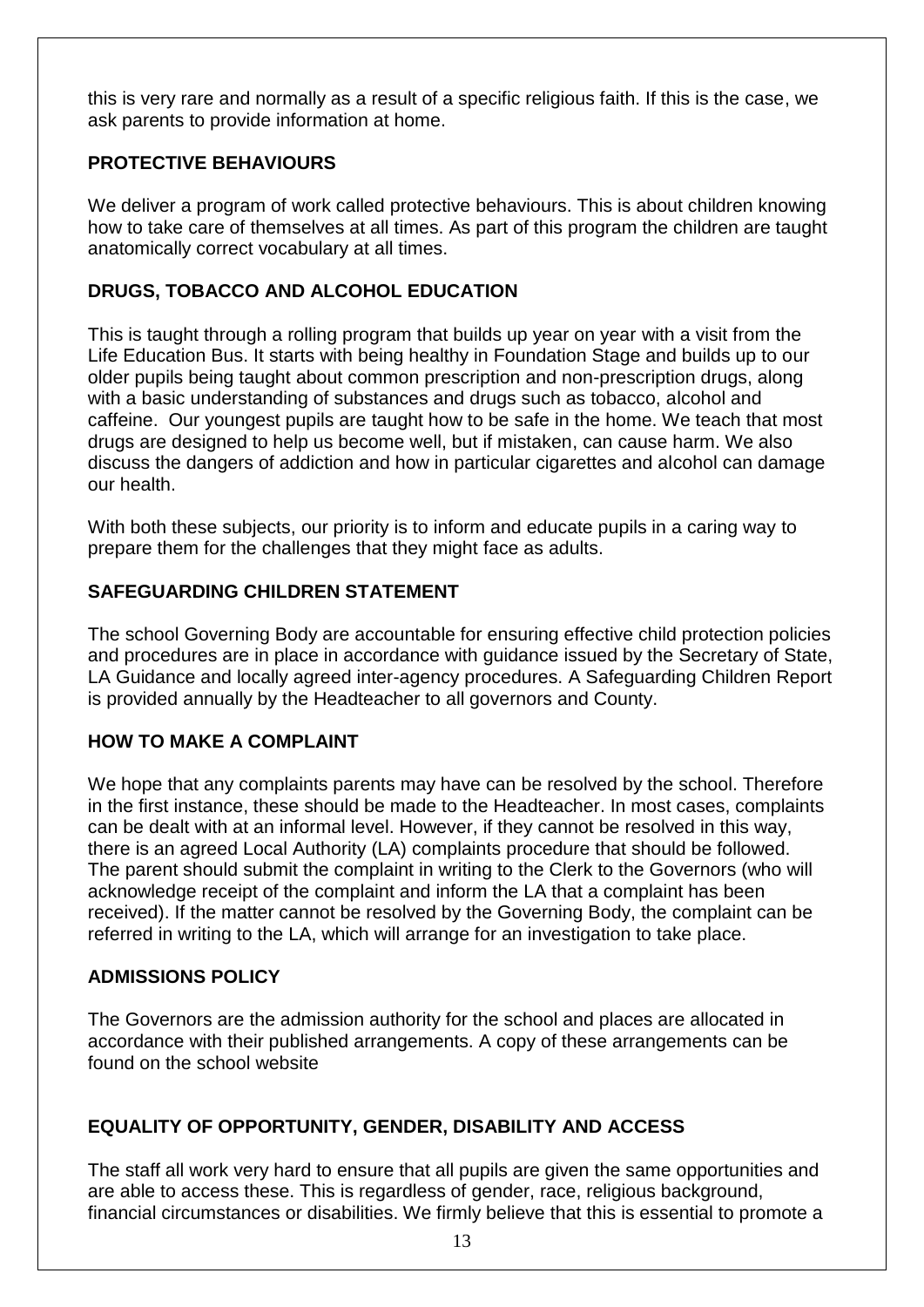this is very rare and normally as a result of a specific religious faith. If this is the case, we ask parents to provide information at home.

## PROTECTIVE BEHAVIOURS

We deliver a program of work called protective behaviours. This is about children knowing how to take care of themselves at all times. As part of this program the children are taught anatomically correct vocabulary at all times.

## DRUGS, TOBACCO AND ALCOHOL EDUCATION

This is taught through a rolling program that builds up year on year with a visit from the Life Education Bus. It starts with being healthy in Foundation Stage and builds up to our older pupils being taught about common prescription and non-prescription drugs, along with a basic understanding of substances and drugs such as tobacco, alcohol and caffeine. Our youngest pupils are taught how to be safe in the home. We teach that most drugs are designed to help us become well, but if mistaken, can cause harm. We also discuss the dangers of addiction and how in particular cigarettes and alcohol can damage our health.

With both these subjects, our priority is to inform and educate pupils in a caring way to prepare them for the challenges that they might face as adults.

## SAFEGUARDING CHILDREN STATEMENT

The school Governing Body are accountable for ensuring effective child protection policies and procedures are in place in accordance with guidance issued by the Secretary of State, LA Guidance and locally agreed inter-agency procedures. A Safeguarding Children Report is provided annually by the Headteacher to all governors and County.

## HOW TO MAKE A COMPLAINT

We hope that any complaints parents may have can be resolved by the school. Therefore in the first instance, these should be made to the Headteacher. In most cases, complaints can be dealt with at an informal level. However, if they cannot be resolved in this way, there is an agreed Local Authority (LA) complaints procedure that should be followed. The parent should submit the complaint in writing to the Clerk to the Governors (who will acknowledge receipt of the complaint and inform the LA that a complaint has been received). If the matter cannot be resolved by the Governing Body, the complaint can be referred in writing to the LA, which will arrange for an investigation to take place.

## ADMISSIONS POLICY

The Governors are the admission authority for the school and places are allocated in accordance with their published arrangements. A copy of these arrangements can be found on the school website

## EQUALITY OF OPPORTUNITY, GENDER, DISABILITY AND ACCESS

The staff all work very hard to ensure that all pupils are given the same opportunities and are able to access these. This is regardless of gender, race, religious background, financial circumstances or disabilities. We firmly believe that this is essential to promote a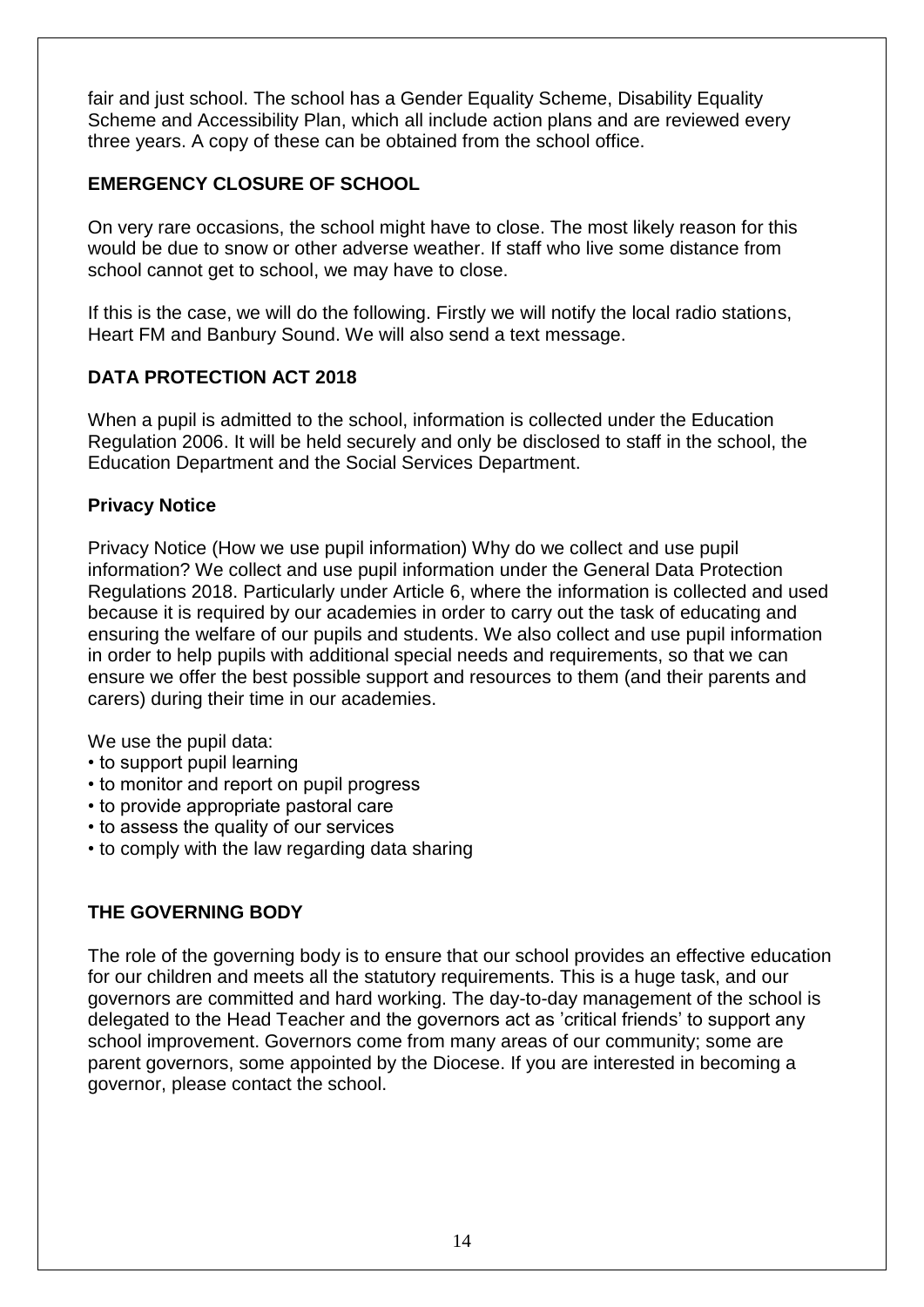fair and just school. The school has a Gender Equality Scheme, Disability Equality Scheme and Accessibility Plan, which all include action plans and are reviewed every three years. A copy of these can be obtained from the school office.

## EMERGENCY CLOSURE OF SCHOOL

On very rare occasions, the school might have to close. The most likely reason for this would be due to snow or other adverse weather. If staff who live some distance from school cannot get to school, we may have to close.

If this is the case, we will do the following. Firstly we will notify the local radio stations, Heart FM and Banbury Sound. We will also send a text message.

## DATA PROTECTION ACT 2018

When a pupil is admitted to the school, information is collected under the Education Regulation 2006. It will be held securely and only be disclosed to staff in the school, the Education Department and the Social Services Department.

### Privacy Notice

Privacy Notice (How we use pupil information) Why do we collect and use pupil information? We collect and use pupil information under the General Data Protection Regulations 2018. Particularly under Article 6, where the information is collected and used because it is required by our academies in order to carry out the task of educating and ensuring the welfare of our pupils and students. We also collect and use pupil information in order to help pupils with additional special needs and requirements, so that we can ensure we offer the best possible support and resources to them (and their parents and carers) during their time in our academies.

We use the pupil data:

- to support pupil learning
- to monitor and report on pupil progress
- to provide appropriate pastoral care
- to assess the quality of our services
- to comply with the law regarding data sharing

## THE GOVERNING BODY

The role of the governing body is to ensure that our school provides an effective education for our children and meets all the statutory requirements. This is a huge task, and our governors are committed and hard working. The day-to-day management of the school is delegated to the Head Teacher and the governors act as 'critical friends' to support any school improvement. Governors come from many areas of our community; some are parent governors, some appointed by the Diocese. If you are interested in becoming a governor, please contact the school.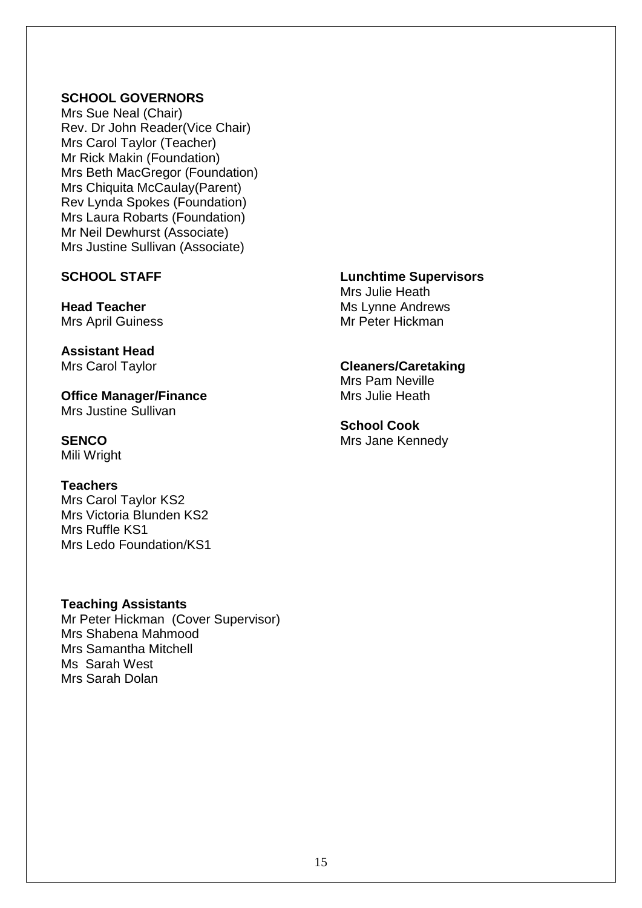**SCHOOL GOVERNORS**
Mrs Sue Neal (Chair)
Rev. Dr John Reader(Vice Chair)
Mrs Carol Taylor (Teacher)
Mr Rick Makin (Foundation)
Mrs Beth MacGregor (Foundation)
Mrs Chiquita McCaulay(Parent)
Rev Lynda Spokes (Foundation)
Mrs Laura Robarts (Foundation)
Mr Neil Dewhurst (Associate)
Mrs Justine Sullivan (Associate)

**SCHOOL STAFF**

**Head Teacher**
Mrs April Guiness

**Assistant Head**
Mrs Carol Taylor

**Office Manager/Finance**
Mrs Justine Sullivan

**SENCO**
Mili Wright

**Teachers**
Mrs Carol Taylor KS2
Mrs Victoria Blunden KS2
Mrs Ruffle KS1
Mrs Ledo Foundation/KS1

**Teaching Assistants**
Mr Peter Hickman (Cover Supervisor)
Mrs Shabena Mahmood
Mrs Samantha Mitchell
Ms Sarah West
Mrs Sarah Dolan

**Lunchtime Supervisors**
Mrs Julie Heath
Ms Lynne Andrews
Mr Peter Hickman

**Cleaners/Caretaking**
Mrs Pam Neville
Mrs Julie Heath

**School Cook**
Mrs Jane Kennedy